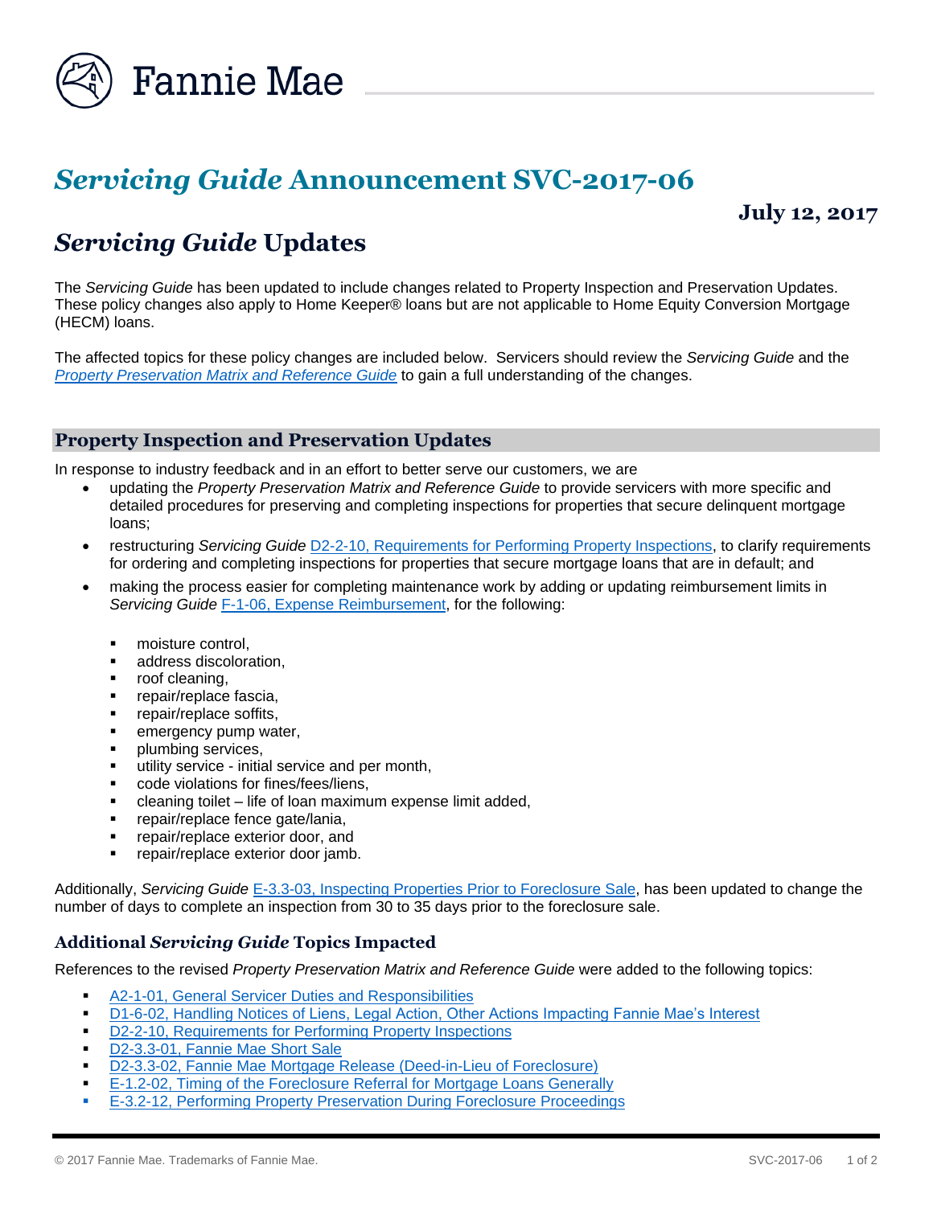# *Servicing Guide* Announcement SVC-2017-06

**July 12, 2017**

## *Servicing Guide* Updates

The *Servicing Guide* has been updated to include changes related to Property Inspection and Preservation Updates. These policy changes also apply to Home Keeper® loans but are not applicable to Home Equity Conversion Mortgage (HECM) loans.

The affected topics for these policy changes are included below. Servicers should review the *Servicing Guide* and the *Property Preservation Matrix and Reference Guide* to gain a full understanding of the changes.

### Property Inspection and Preservation Updates

In response to industry feedback and in an effort to better serve our customers, we are

- updating the *Property Preservation Matrix and Reference Guide* to provide servicers with more specific and detailed procedures for preserving and completing inspections for properties that secure delinquent mortgage loans;
- restructuring *Servicing Guide* D2-2-10, Requirements for Performing Property Inspections, to clarify requirements for ordering and completing inspections for properties that secure mortgage loans that are in default; and
- making the process easier for completing maintenance work by adding or updating reimbursement limits in *Servicing Guide* F-1-06, Expense Reimbursement, for the following:
  - moisture control,
  - address discoloration,
  - roof cleaning,
  - repair/replace fascia,
  - repair/replace soffits,
  - emergency pump water,
  - plumbing services,
  - utility service - initial service and per month,
  - code violations for fines/fees/liens,
  - cleaning toilet – life of loan maximum expense limit added,
  - repair/replace fence gate/lania,
  - repair/replace exterior door, and
  - repair/replace exterior door jamb.

Additionally, *Servicing Guide* E-3.3-03, Inspecting Properties Prior to Foreclosure Sale, has been updated to change the number of days to complete an inspection from 30 to 35 days prior to the foreclosure sale.

### Additional *Servicing Guide* Topics Impacted

References to the revised *Property Preservation Matrix and Reference Guide* were added to the following topics:

- A2-1-01, General Servicer Duties and Responsibilities
- D1-6-02, Handling Notices of Liens, Legal Action, Other Actions Impacting Fannie Mae's Interest
- D2-2-10, Requirements for Performing Property Inspections
- D2-3.3-01, Fannie Mae Short Sale
- D2-3.3-02, Fannie Mae Mortgage Release (Deed-in-Lieu of Foreclosure)
- E-1.2-02, Timing of the Foreclosure Referral for Mortgage Loans Generally
- E-3.2-12, Performing Property Preservation During Foreclosure Proceedings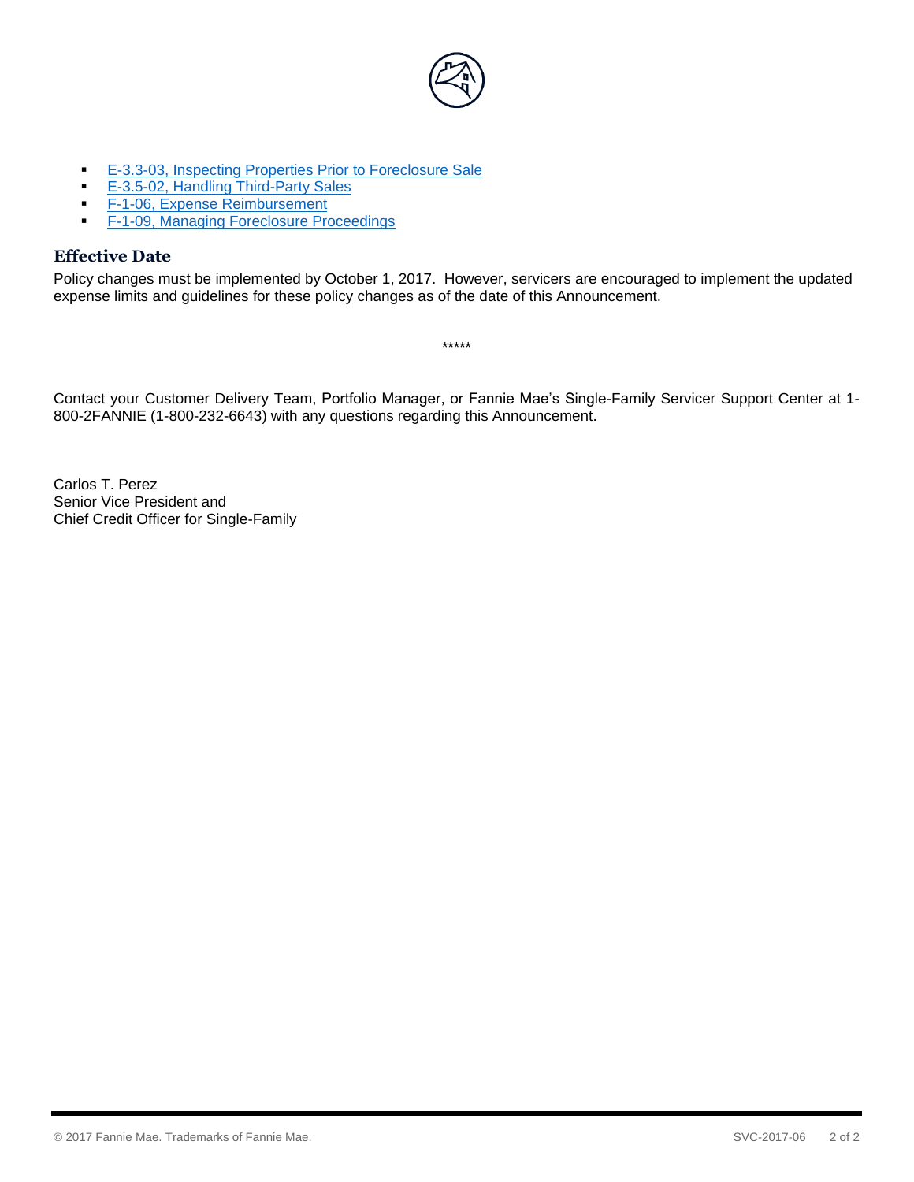- E-3.3-03, Inspecting Properties Prior to Foreclosure Sale
- E-3.5-02, Handling Third-Party Sales
- F-1-06, Expense Reimbursement
- F-1-09, Managing Foreclosure Proceedings

## Effective Date

Policy changes must be implemented by October 1, 2017. However, servicers are encouraged to implement the updated expense limits and guidelines for these policy changes as of the date of this Announcement.

*****

Contact your Customer Delivery Team, Portfolio Manager, or Fannie Mae's Single-Family Servicer Support Center at 1-800-2FANNIE (1-800-232-6643) with any questions regarding this Announcement.

Carlos T. Perez
Senior Vice President and
Chief Credit Officer for Single-Family